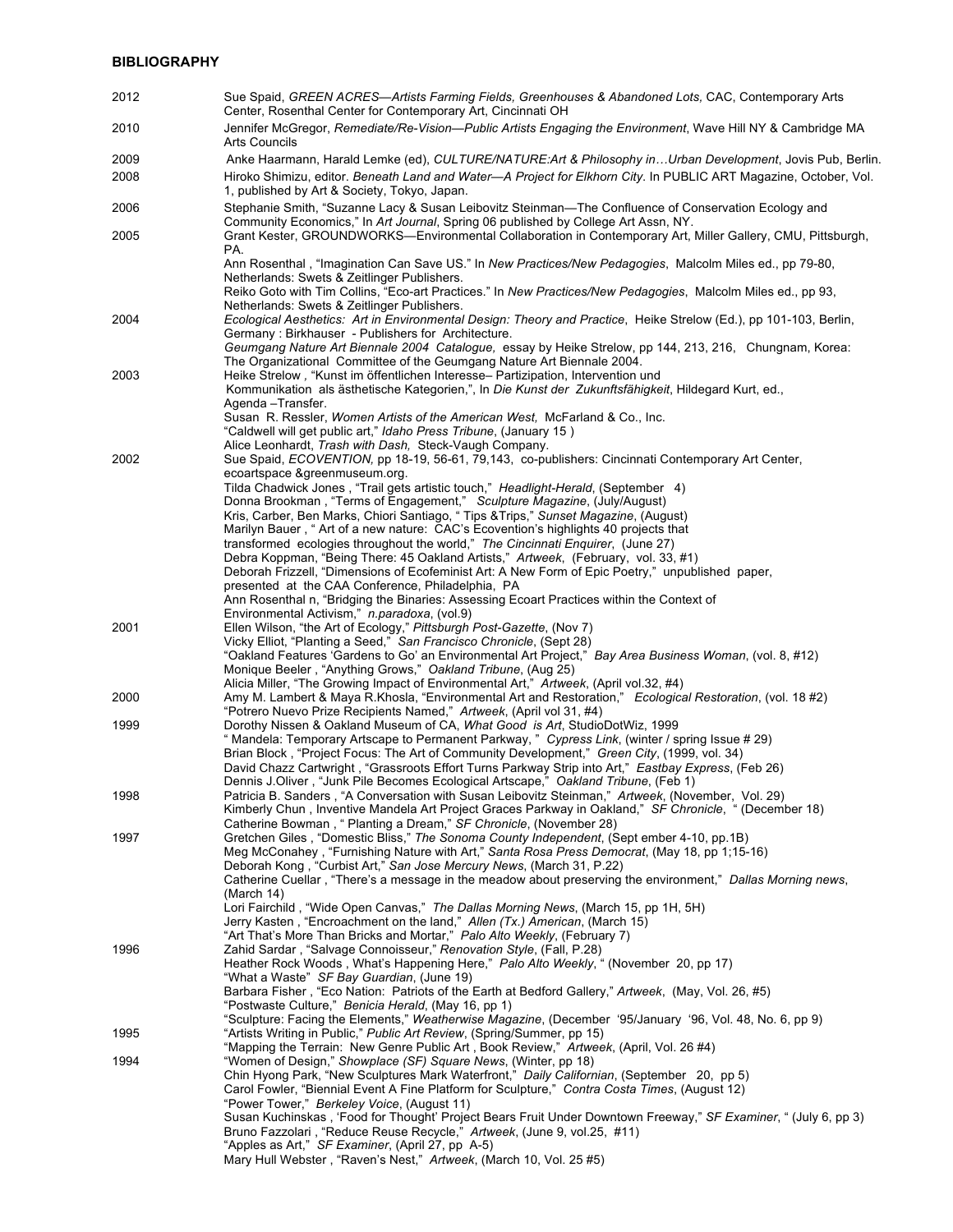## BIBLIOGRAPHY

**2012**
Sue Spaid, *GREEN ACRES—Artists Farming Fields, Greenhouses & Abandoned Lots,* CAC, Contemporary Arts Center, Rosenthal Center for Contemporary Art, Cincinnati OH

**2010**
Jennifer McGregor, *Remediate/Re-Vision—Public Artists Engaging the Environment*, Wave Hill NY & Cambridge MA Arts Councils

**2009**
Anke Haarmann, Harald Lemke (ed), *CULTURE/NATURE:Art & Philosophy in…Urban Development*, Jovis Pub, Berlin.

**2008**
Hiroko Shimizu, editor. *Beneath Land and Water—A Project for Elkhorn City*. In PUBLIC ART Magazine, October, Vol. 1, published by Art & Society, Tokyo, Japan.

**2006**
Stephanie Smith, "Suzanne Lacy & Susan Leibovitz Steinman—The Confluence of Conservation Ecology and Community Economics," In *Art Journal*, Spring 06 published by College Art Assn, NY.

**2005**
Grant Kester, GROUNDWORKS—Environmental Collaboration in Contemporary Art, Miller Gallery, CMU, Pittsburgh, PA.
Ann Rosenthal , "Imagination Can Save US." In *New Practices/New Pedagogies*, Malcolm Miles ed., pp 79-80, Netherlands: Swets & Zeitlinger Publishers.
Reiko Goto with Tim Collins, "Eco-art Practices." In *New Practices/New Pedagogies*, Malcolm Miles ed., pp 93, Netherlands: Swets & Zeitlinger Publishers.

**2004**
*Ecological Aesthetics: Art in Environmental Design: Theory and Practice*, Heike Strelow (Ed.), pp 101-103, Berlin, Germany : Birkhauser - Publishers for Architecture.
*Geumgang Nature Art Biennale 2004 Catalogue,* essay by Heike Strelow, pp 144, 213, 216, Chungnam, Korea: The Organizational Committee of the Geumgang Nature Art Biennale 2004.

**2003**
Heike Strelow , "Kunst im öffentlichen Interesse– Partizipation, Intervention und Kommunikation als ästhetische Kategorien,", In *Die Kunst der Zukunftsfähigkeit*, Hildegard Kurt, ed., Agenda –Transfer.
Susan R. Ressler, *Women Artists of the American West,* McFarland & Co., Inc.
"Caldwell will get public art," *Idaho Press Tribune*, (January 15 )
Alice Leonhardt, *Trash with Dash,* Steck-Vaugh Company.

**2002**
Sue Spaid, *ECOVENTION,* pp 18-19, 56-61, 79,143, co-publishers: Cincinnati Contemporary Art Center, ecoartspace &greenmuseum.org.
Tilda Chadwick Jones , "Trail gets artistic touch," *Headlight-Herald*, (September 4)
Donna Brookman , "Terms of Engagement," *Sculpture Magazine*, (July/August)
Kris, Carber, Ben Marks, Chiori Santiago, " Tips &Trips," *Sunset Magazine*, (August)
Marilyn Bauer , " Art of a new nature: CAC's Ecovention's highlights 40 projects that transformed ecologies throughout the world," *The Cincinnati Enquirer*, (June 27)
Debra Koppman, "Being There: 45 Oakland Artists," *Artweek,* (February, vol. 33, #1)
Deborah Frizzell, "Dimensions of Ecofeminist Art: A New Form of Epic Poetry," unpublished paper, presented at the CAA Conference, Philadelphia, PA
Ann Rosenthal n, "Bridging the Binaries: Assessing Ecoart Practices within the Context of Environmental Activism," *n.paradoxa*, (vol.9)

**2001**
Ellen Wilson, "the Art of Ecology," *Pittsburgh Post-Gazette*, (Nov 7)
Vicky Elliot, "Planting a Seed," *San Francisco Chronicle*, (Sept 28)
"Oakland Features 'Gardens to Go' an Environmental Art Project," *Bay Area Business Woman*, (vol. 8, #12)
Monique Beeler , "Anything Grows," *Oakland Tribune*, (Aug 25)
Alicia Miller, "The Growing Impact of Environmental Art," *Artweek*, (April vol.32, #4)

**2000**
Amy M. Lambert & Maya R.Khosla, "Environmental Art and Restoration," *Ecological Restoration*, (vol. 18 #2)
"Potrero Nuevo Prize Recipients Named," *Artweek*, (April vol 31, #4)

**1999**
Dorothy Nissen & Oakland Museum of CA, *What Good is Art*, StudioDotWiz, 1999
" Mandela: Temporary Artscape to Permanent Parkway, " *Cypress Link*, (winter / spring Issue # 29)
Brian Block , "Project Focus: The Art of Community Development," *Green City*, (1999, vol. 34)
David Chazz Cartwright , "Grassroots Effort Turns Parkway Strip into Art," *Eastbay Express*, (Feb 26)
Dennis J.Oliver , "Junk Pile Becomes Ecological Artscape," *Oakland Tribune*, (Feb 1)

**1998**
Patricia B. Sanders , "A Conversation with Susan Leibovitz Steinman," *Artweek*, (November, Vol. 29)
Kimberly Chun , Inventive Mandela Art Project Graces Parkway in Oakland," *SF Chronicle*, " (December 18)
Catherine Bowman , " Planting a Dream," *SF Chronicle*, (November 28)

**1997**
Gretchen Giles , "Domestic Bliss," *The Sonoma County Independent*, (Sept ember 4-10, pp.1B)
Meg McConahey , "Furnishing Nature with Art," *Santa Rosa Press Democrat*, (May 18, pp 1;15-16)
Deborah Kong , "Curbist Art," *San Jose Mercury News*, (March 31, P.22)
Catherine Cuellar , "There's a message in the meadow about preserving the environment," *Dallas Morning news*, (March 14)
Lori Fairchild , "Wide Open Canvas," *The Dallas Morning News*, (March 15, pp 1H, 5H)
Jerry Kasten , "Encroachment on the land," *Allen (Tx.) American*, (March 15)
"Art That's More Than Bricks and Mortar," *Palo Alto Weekly*, (February 7)

**1996**
Zahid Sardar , "Salvage Connoisseur," *Renovation Style*, (Fall, P.28)
Heather Rock Woods , What's Happening Here," *Palo Alto Weekly*, " (November 20, pp 17)
"What a Waste" *SF Bay Guardian*, (June 19)
Barbara Fisher , "Eco Nation: Patriots of the Earth at Bedford Gallery," *Artweek*, (May, Vol. 26, #5)
"Postwaste Culture," *Benicia Herald*, (May 16, pp 1)
"Sculpture: Facing the Elements," *Weatherwise Magazine*, (December '95/January '96, Vol. 48, No. 6, pp 9)

**1995**
"Artists Writing in Public," *Public Art Review*, (Spring/Summer, pp 15)
"Mapping the Terrain: New Genre Public Art , Book Review," *Artweek*, (April, Vol. 26 #4)

**1994**
"Women of Design," *Showplace (SF) Square News*, (Winter, pp 18)
Chin Hyong Park, "New Sculptures Mark Waterfront," *Daily Californian*, (September 20, pp 5)
Carol Fowler, "Biennial Event A Fine Platform for Sculpture," *Contra Costa Times*, (August 12)
"Power Tower," *Berkeley Voice*, (August 11)
Susan Kuchinskas , 'Food for Thought' Project Bears Fruit Under Downtown Freeway," *SF Examiner*, " (July 6, pp 3)
Bruno Fazzolari , "Reduce Reuse Recycle," *Artweek*, (June 9, vol.25, #11)
"Apples as Art," *SF Examiner*, (April 27, pp A-5)
Mary Hull Webster , "Raven's Nest," *Artweek*, (March 10, Vol. 25 #5)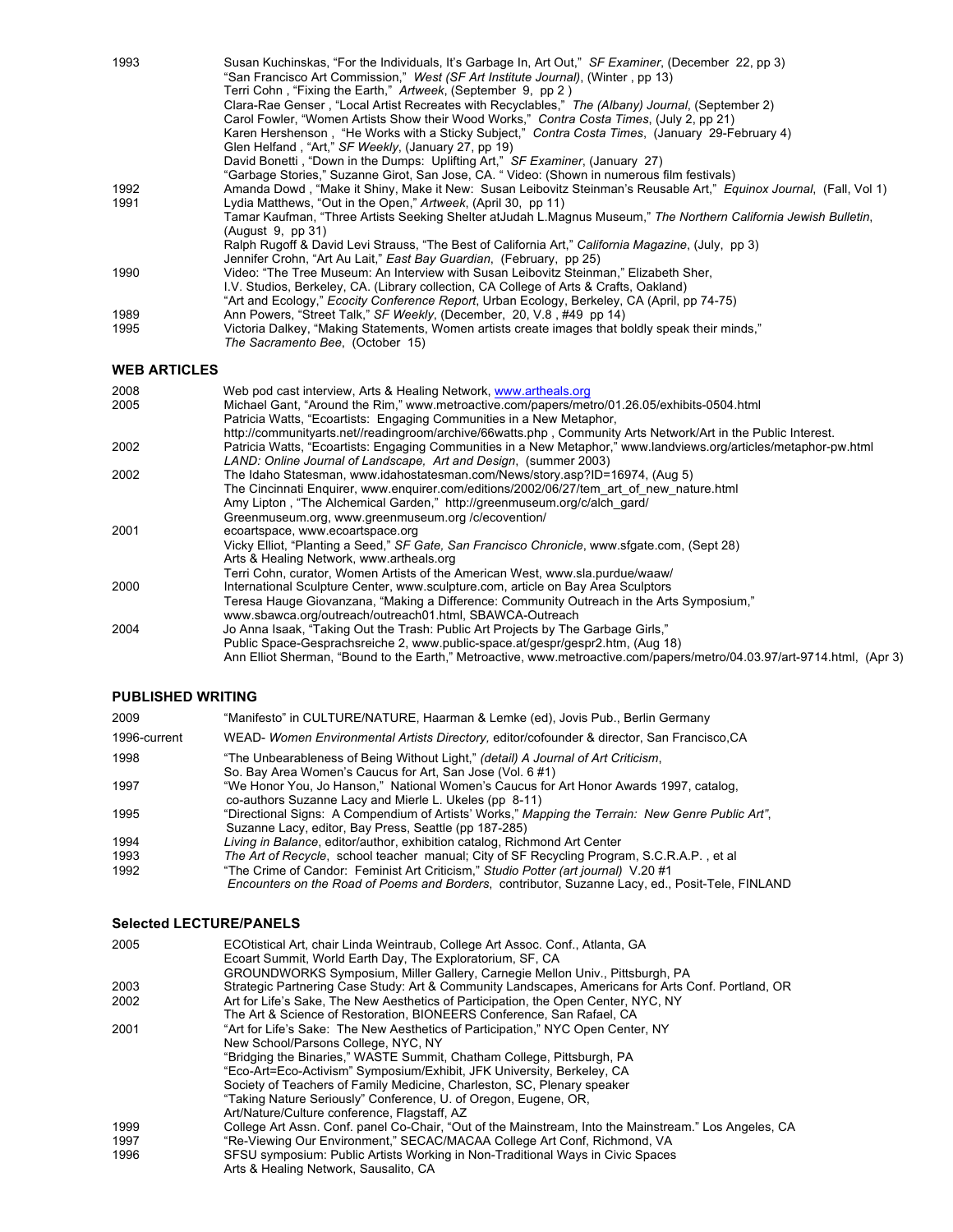| | |
|---|---|
| 1993 | Susan Kuchinskas, "For the Individuals, It's Garbage In, Art Out," *SF Examiner*, (December 22, pp 3) |
| | "San Francisco Art Commission," *West (SF Art Institute Journal)*, (Winter , pp 13) |
| | Terri Cohn , "Fixing the Earth," *Artweek*, (September 9, pp 2 ) |
| | Clara-Rae Genser , "Local Artist Recreates with Recyclables," *The (Albany) Journal*, (September 2) |
| | Carol Fowler, "Women Artists Show their Wood Works," *Contra Costa Times*, (July 2, pp 21) |
| | Karen Hershenson , "He Works with a Sticky Subject," *Contra Costa Times*, (January 29-February 4) |
| | Glen Helfand , "Art," *SF Weekly*, (January 27, pp 19) |
| | David Bonetti , "Down in the Dumps: Uplifting Art," *SF Examiner*, (January 27) |
| | "Garbage Stories," Suzanne Girot, San Jose, CA. " Video: (Shown in numerous film festivals) |
| 1992 | Amanda Dowd , "Make it Shiny, Make it New: Susan Leibovitz Steinman's Reusable Art," *Equinox Journal*, (Fall, Vol 1) |
| 1991 | Lydia Matthews, "Out in the Open," *Artweek*, (April 30, pp 11) |
| | Tamar Kaufman, "Three Artists Seeking Shelter atJudah L.Magnus Museum," *The Northern California Jewish Bulletin*, (August 9, pp 31) |
| | Ralph Rugoff & David Levi Strauss, "The Best of California Art," *California Magazine*, (July, pp 3) |
| | Jennifer Crohn, "Art Au Lait," *East Bay Guardian*, (February, pp 25) |
| 1990 | Video: "The Tree Museum: An Interview with Susan Leibovitz Steinman," Elizabeth Sher, I.V. Studios, Berkeley, CA. (Library collection, CA College of Arts & Crafts, Oakland) |
| | "Art and Ecology," *Ecocity Conference Report*, Urban Ecology, Berkeley, CA (April, pp 74-75) |
| 1989 | Ann Powers, "Street Talk," *SF Weekly*, (December, 20, V.8 , #49 pp 14) |
| 1995 | Victoria Dalkey, "Making Statements, Women artists create images that boldly speak their minds," *The Sacramento Bee*, (October 15) |

## WEB ARTICLES

| | |
|---|---|
| 2008 | Web pod cast interview, Arts & Healing Network, www.artheals.org |
| 2005 | Michael Gant, "Around the Rim," www.metroactive.com/papers/metro/01.26.05/exhibits-0504.html |
| | Patricia Watts, "Ecoartists: Engaging Communities in a New Metaphor, http://communityarts.net//readingroom/archive/66watts.php , Community Arts Network/Art in the Public Interest. |
| 2002 | Patricia Watts, "Ecoartists: Engaging Communities in a New Metaphor," www.landviews.org/articles/metaphor-pw.html *LAND: Online Journal of Landscape, Art and Design*, (summer 2003) |
| 2002 | The Idaho Statesman, www.idahostatesman.com/News/story.asp?ID=16974, (Aug 5) |
| | The Cincinnati Enquirer, www.enquirer.com/editions/2002/06/27/tem_art_of_new_nature.html |
| | Amy Lipton , "The Alchemical Garden," http://greenmuseum.org/c/alch_gard/ |
| | Greenmuseum.org, www.greenmuseum.org /c/ecovention/ |
| 2001 | ecoartspace, www.ecoartspace.org |
| | Vicky Elliot, "Planting a Seed," *SF Gate, San Francisco Chronicle*, www.sfgate.com, (Sept 28) |
| | Arts & Healing Network, www.artheals.org |
| | Terri Cohn, curator, Women Artists of the American West, www.sla.purdue/waaw/ |
| 2000 | International Sculpture Center, www.sculpture.com, article on Bay Area Sculptors |
| | Teresa Hauge Giovanzana, "Making a Difference: Community Outreach in the Arts Symposium," www.sbawca.org/outreach/outreach01.html, SBAWCA-Outreach |
| 2004 | Jo Anna Isaak, "Taking Out the Trash: Public Art Projects by The Garbage Girls," Public Space-Gesprachsreiche 2, www.public-space.at/gespr/gespr2.htm, (Aug 18) |
| | Ann Elliot Sherman, "Bound to the Earth," Metroactive, www.metroactive.com/papers/metro/04.03.97/art-9714.html, (Apr 3) |

## PUBLISHED WRITING

| | |
|---|---|
| 2009 | "Manifesto" in CULTURE/NATURE, Haarman & Lemke (ed), Jovis Pub., Berlin Germany |
| 1996-current | WEAD- *Women Environmental Artists Directory,* editor/cofounder & director, San Francisco,CA |
| 1998 | "The Unbearableness of Being Without Light," *(detail) A Journal of Art Criticism*, So. Bay Area Women's Caucus for Art, San Jose (Vol. 6 #1) |
| 1997 | "We Honor You, Jo Hanson," National Women's Caucus for Art Honor Awards 1997, catalog, co-authors Suzanne Lacy and Mierle L. Ukeles (pp 8-11) |
| 1995 | "Directional Signs: A Compendium of Artists' Works," *Mapping the Terrain: New Genre Public Art"*, Suzanne Lacy, editor, Bay Press, Seattle (pp 187-285) |
| 1994 | *Living in Balance*, editor/author, exhibition catalog, Richmond Art Center |
| 1993 | *The Art of Recycle*, school teacher manual; City of SF Recycling Program, S.C.R.A.P. , et al |
| 1992 | "The Crime of Candor: Feminist Art Criticism," *Studio Potter (art journal)* V.20 #1 |
| | *Encounters on the Road of Poems and Borders*, contributor, Suzanne Lacy, ed., Posit-Tele, FINLAND |

## Selected LECTURE/PANELS

| | |
|---|---|
| 2005 | ECOtistical Art, chair Linda Weintraub, College Art Assoc. Conf., Atlanta, GA |
| | Ecoart Summit, World Earth Day, The Exploratorium, SF, CA |
| | GROUNDWORKS Symposium, Miller Gallery, Carnegie Mellon Univ., Pittsburgh, PA |
| 2003 | Strategic Partnering Case Study: Art & Community Landscapes, Americans for Arts Conf. Portland, OR |
| 2002 | Art for Life's Sake, The New Aesthetics of Participation, the Open Center, NYC, NY |
| | The Art & Science of Restoration, BIONEERS Conference, San Rafael, CA |
| 2001 | "Art for Life's Sake: The New Aesthetics of Participation," NYC Open Center, NY |
| | New School/Parsons College, NYC, NY |
| | "Bridging the Binaries," WASTE Summit, Chatham College, Pittsburgh, PA |
| | "Eco-Art=Eco-Activism" Symposium/Exhibit, JFK University, Berkeley, CA |
| | Society of Teachers of Family Medicine, Charleston, SC, Plenary speaker |
| | "Taking Nature Seriously" Conference, U. of Oregon, Eugene, OR, |
| | Art/Nature/Culture conference, Flagstaff, AZ |
| 1999 | College Art Assn. Conf. panel Co-Chair, "Out of the Mainstream, Into the Mainstream." Los Angeles, CA |
| 1997 | "Re-Viewing Our Environment," SECAC/MACAA College Art Conf, Richmond, VA |
| 1996 | SFSU symposium: Public Artists Working in Non-Traditional Ways in Civic Spaces |
| | Arts & Healing Network, Sausalito, CA |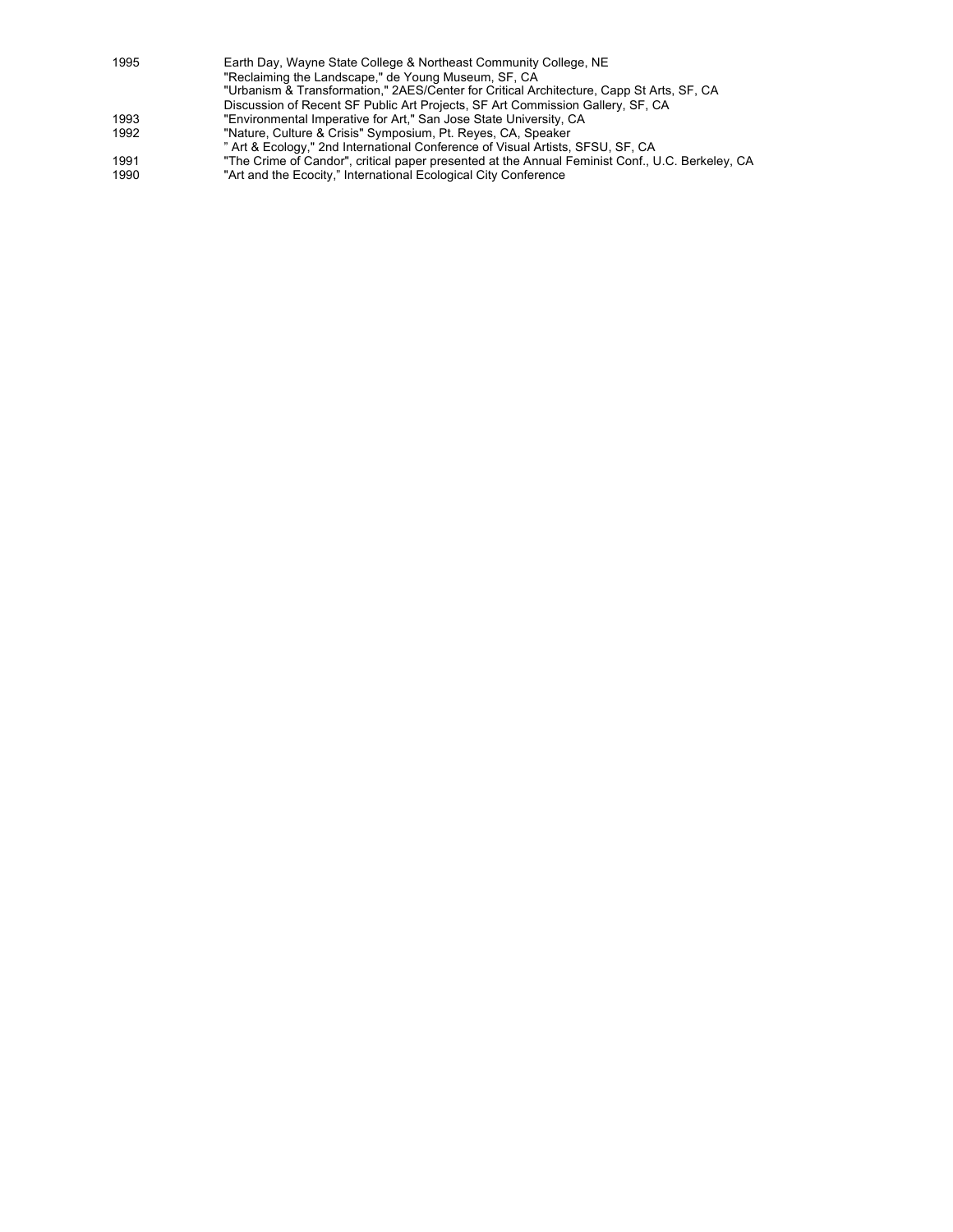| | |
|---|---|
| 1995 | Earth Day, Wayne State College & Northeast Community College, NE |
| | "Reclaiming the Landscape," de Young Museum, SF, CA |
| | "Urbanism & Transformation," 2AES/Center for Critical Architecture, Capp St Arts, SF, CA |
| | Discussion of Recent SF Public Art Projects, SF Art Commission Gallery, SF, CA |
| 1993 | "Environmental Imperative for Art," San Jose State University, CA |
| 1992 | "Nature, Culture & Crisis" Symposium, Pt. Reyes, CA, Speaker |
| | " Art & Ecology," 2nd International Conference of Visual Artists, SFSU, SF, CA |
| 1991 | "The Crime of Candor", critical paper presented at the Annual Feminist Conf., U.C. Berkeley, CA |
| 1990 | "Art and the Ecocity," International Ecological City Conference |